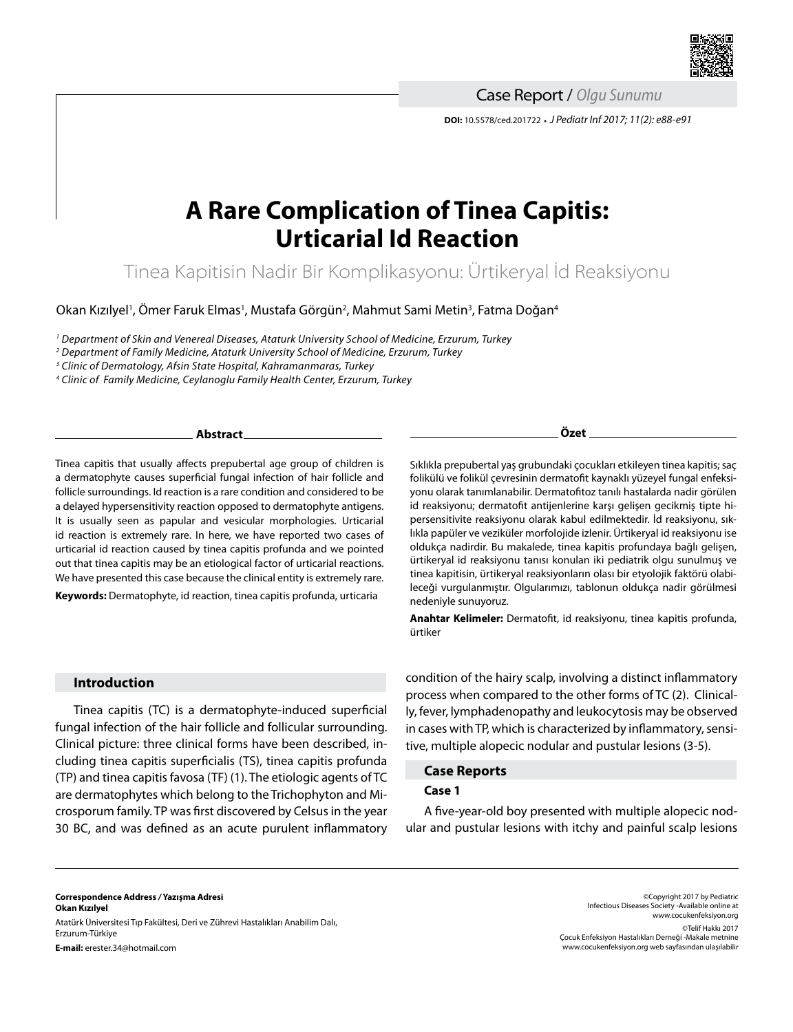Case Report / *Olgu Sunumu*

**DOI:** 10.5578/ced.201722 • *J Pediatr Inf 2017; 11(2): e88-e91*

# A Rare Complication of Tinea Capitis: Urticarial Id Reaction

Tinea Kapitisin Nadir Bir Komplikasyonu: Ürtikeryal İd Reaksiyonu

Okan Kızılyel[1], Ömer Faruk Elmas[1], Mustafa Görgün[2], Mahmut Sami Metin[3], Fatma Doğan[4]

*[1] Department of Skin and Venereal Diseases, Ataturk University School of Medicine, Erzurum, Turkey*
*[2] Department of Family Medicine, Ataturk University School of Medicine, Erzurum, Turkey*
*[3] Clinic of Dermatology, Afsin State Hospital, Kahramanmaras, Turkey*
*[4] Clinic of Family Medicine, Ceylanoglu Family Health Center, Erzurum, Turkey*

## Abstract

Tinea capitis that usually affects prepubertal age group of children is a dermatophyte causes superficial fungal infection of hair follicle and follicle surroundings. Id reaction is a rare condition and considered to be a delayed hypersensitivity reaction opposed to dermatophyte antigens. It is usually seen as papular and vesicular morphologies. Urticarial id reaction is extremely rare. In here, we have reported two cases of urticarial id reaction caused by tinea capitis profunda and we pointed out that tinea capitis may be an etiological factor of urticarial reactions. We have presented this case because the clinical entity is extremely rare.

**Keywords:** Dermatophyte, id reaction, tinea capitis profunda, urticaria

## Özet

Sıklıkla prepubertal yaş grubundaki çocukları etkileyen tinea kapitis; saç folikülü ve folikül çevresinin dermatofit kaynaklı yüzeyel fungal enfeksiyonu olarak tanımlanabilir. Dermatofitoz tanılı hastalarda nadir görülen id reaksiyonu; dermatofit antijenlerine karşı gelişen gecikmiş tipte hipersensitivite reaksiyonu olarak kabul edilmektedir. İd reaksiyonu, sıklıkla papüler ve veziküler morfolojide izlenir. Ürtikeryal id reaksiyonu ise oldukça nadirdir. Bu makalede, tinea kapitis profundaya bağlı gelişen, ürtikeryal id reaksiyonu tanısı konulan iki pediatrik olgu sunulmuş ve tinea kapitisin, ürtikeryal reaksiyonların olası bir etyolojik faktörü olabileceği vurgulanmıştır. Olgularımızı, tablonun oldukça nadir görülmesi nedeniyle sunuyoruz.

**Anahtar Kelimeler:** Dermatofit, id reaksiyonu, tinea kapitis profunda, ürtiker

## Introduction

Tinea capitis (TC) is a dermatophyte-induced superficial fungal infection of the hair follicle and follicular surrounding. Clinical picture: three clinical forms have been described, including tinea capitis superficialis (TS), tinea capitis profunda (TP) and tinea capitis favosa (TF) (1). The etiologic agents of TC are dermatophytes which belong to the Trichophyton and Microsporum family. TP was first discovered by Celsus in the year 30 BC, and was defined as an acute purulent inflammatory condition of the hairy scalp, involving a distinct inflammatory process when compared to the other forms of TC (2). Clinically, fever, lymphadenopathy and leukocytosis may be observed in cases with TP, which is characterized by inflammatory, sensitive, multiple alopecic nodular and pustular lesions (3-5).

## Case Reports

### Case 1

A five-year-old boy presented with multiple alopecic nodular and pustular lesions with itchy and painful scalp lesions

**Correspondence Address / Yazışma Adresi**
**Okan Kızılyel**
Atatürk Üniversitesi Tıp Fakültesi, Deri ve Zührevi Hastalıkları Anabilim Dalı, Erzurum-Türkiye
**E-mail:** erester.34@hotmail.com

©Copyright 2017 by Pediatric Infectious Diseases Society -Available online at www.cocukenfeksiyon.org
©Telif Hakkı 2017 Çocuk Enfeksiyon Hastalıkları Derneği -Makale metnine www.cocukenfeksiyon.org web sayfasından ulaşılabilir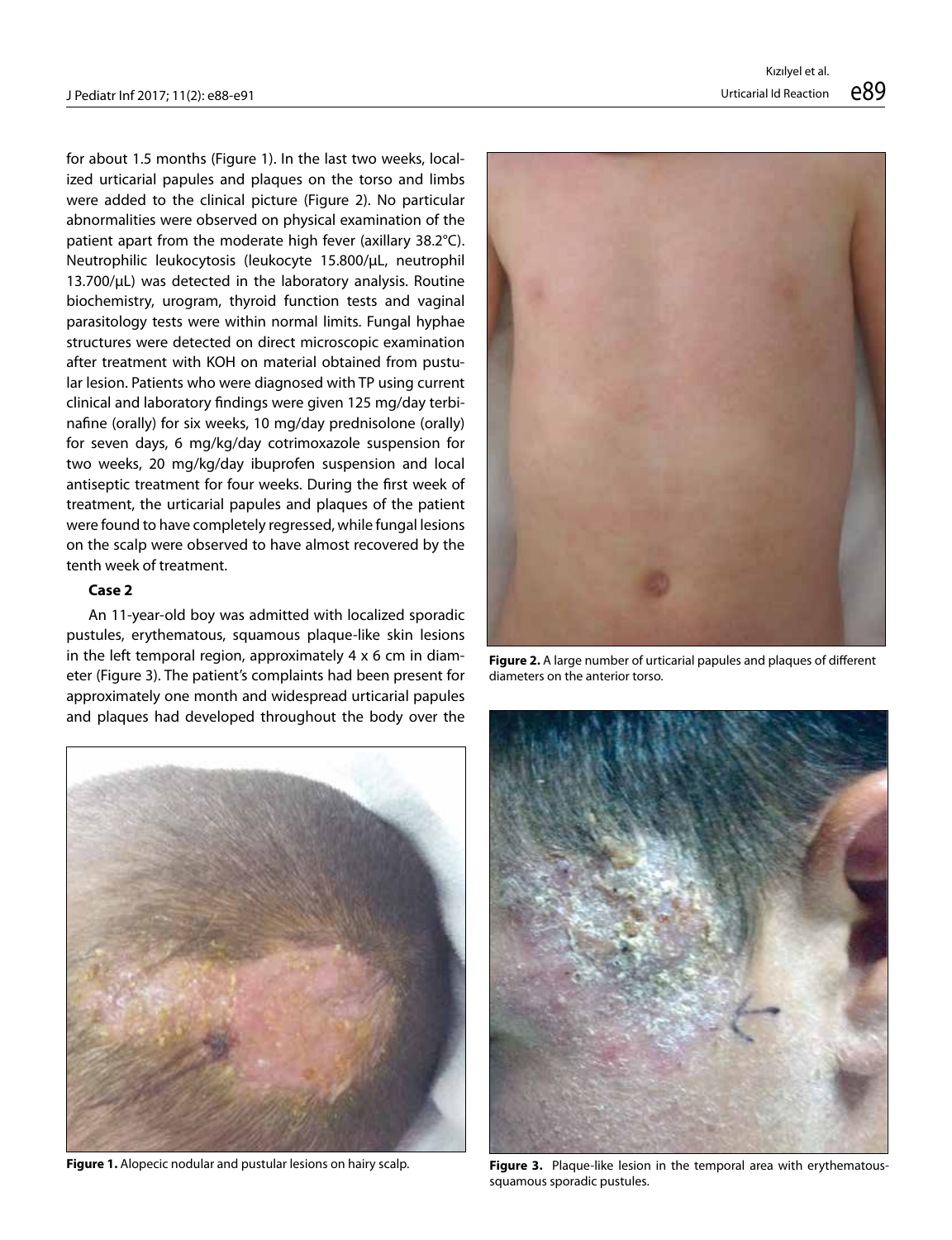for about 1.5 months (Figure 1). In the last two weeks, localized urticarial papules and plaques on the torso and limbs were added to the clinical picture (Figure 2). No particular abnormalities were observed on physical examination of the patient apart from the moderate high fever (axillary 38.2°C). Neutrophilic leukocytosis (leukocyte 15.800/µL, neutrophil 13.700/µL) was detected in the laboratory analysis. Routine biochemistry, urogram, thyroid function tests and vaginal parasitology tests were within normal limits. Fungal hyphae structures were detected on direct microscopic examination after treatment with KOH on material obtained from pustular lesion. Patients who were diagnosed with TP using current clinical and laboratory findings were given 125 mg/day terbinafine (orally) for six weeks, 10 mg/day prednisolone (orally) for seven days, 6 mg/kg/day cotrimoxazole suspension for two weeks, 20 mg/kg/day ibuprofen suspension and local antiseptic treatment for four weeks. During the first week of treatment, the urticarial papules and plaques of the patient were found to have completely regressed, while fungal lesions on the scalp were observed to have almost recovered by the tenth week of treatment.

**Case 2**

An 11-year-old boy was admitted with localized sporadic pustules, erythematous, squamous plaque-like skin lesions in the left temporal region, approximately 4 x 6 cm in diameter (Figure 3). The patient's complaints had been present for approximately one month and widespread urticarial papules and plaques had developed throughout the body over the

**Figure 1.** Alopecic nodular and pustular lesions on hairy scalp.

**Figure 2.** A large number of urticarial papules and plaques of different diameters on the anterior torso.

**Figure 3.** Plaque-like lesion in the temporal area with erythematous-squamous sporadic pustules.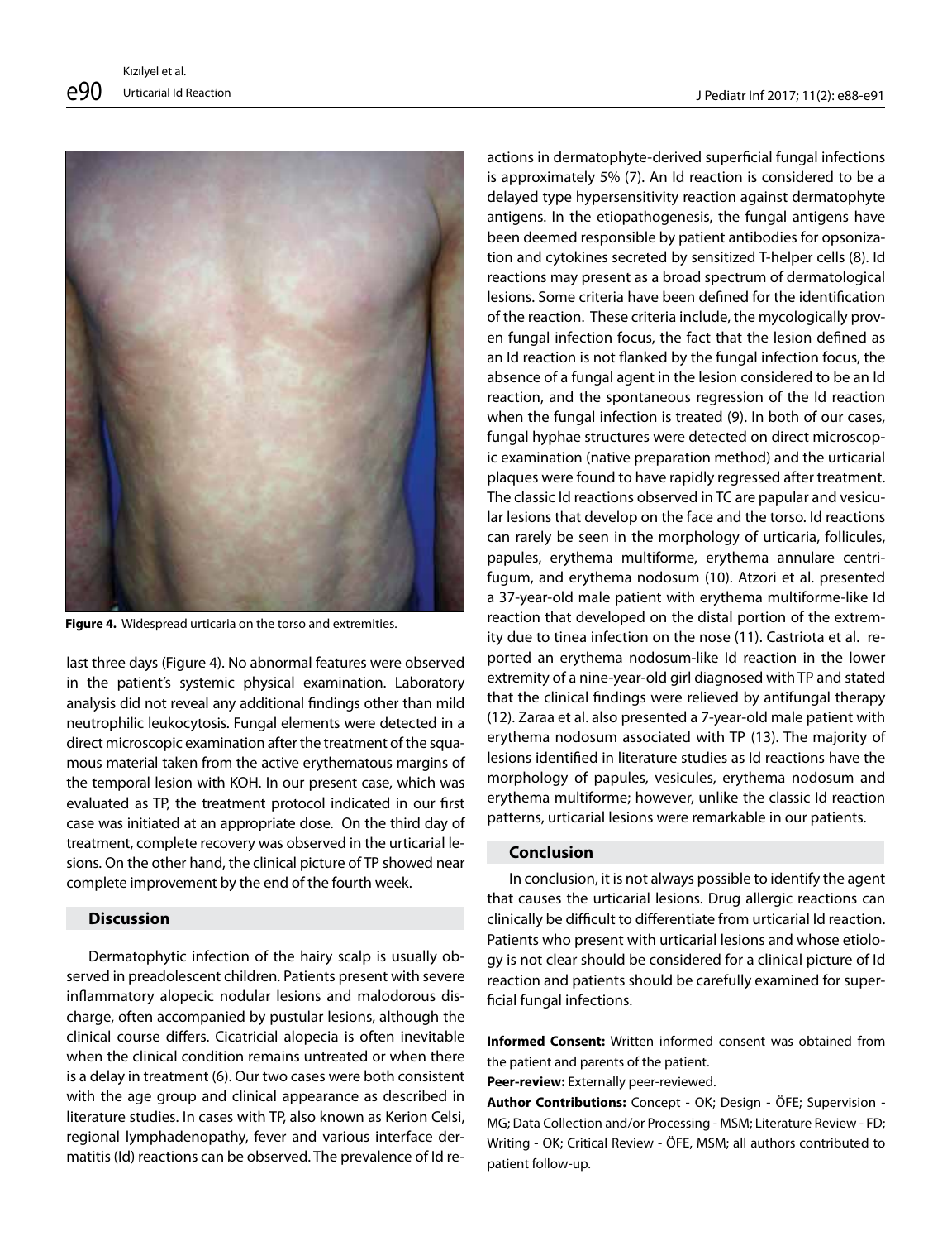Figure 4. Widespread urticaria on the torso and extremities.

last three days (Figure 4). No abnormal features were observed in the patient's systemic physical examination. Laboratory analysis did not reveal any additional findings other than mild neutrophilic leukocytosis. Fungal elements were detected in a direct microscopic examination after the treatment of the squamous material taken from the active erythematous margins of the temporal lesion with KOH. In our present case, which was evaluated as TP, the treatment protocol indicated in our first case was initiated at an appropriate dose. On the third day of treatment, complete recovery was observed in the urticarial lesions. On the other hand, the clinical picture of TP showed near complete improvement by the end of the fourth week.

## Discussion

Dermatophytic infection of the hairy scalp is usually observed in preadolescent children. Patients present with severe inflammatory alopecic nodular lesions and malodorous discharge, often accompanied by pustular lesions, although the clinical course differs. Cicatricial alopecia is often inevitable when the clinical condition remains untreated or when there is a delay in treatment (6). Our two cases were both consistent with the age group and clinical appearance as described in literature studies. In cases with TP, also known as Kerion Celsi, regional lymphadenopathy, fever and various interface dermatitis (Id) reactions can be observed. The prevalence of Id reactions in dermatophyte-derived superficial fungal infections is approximately 5% (7). An Id reaction is considered to be a delayed type hypersensitivity reaction against dermatophyte antigens. In the etiopathogenesis, the fungal antigens have been deemed responsible by patient antibodies for opsonization and cytokines secreted by sensitized T-helper cells (8). Id reactions may present as a broad spectrum of dermatological lesions. Some criteria have been defined for the identification of the reaction. These criteria include, the mycologically proven fungal infection focus, the fact that the lesion defined as an Id reaction is not flanked by the fungal infection focus, the absence of a fungal agent in the lesion considered to be an Id reaction, and the spontaneous regression of the Id reaction when the fungal infection is treated (9). In both of our cases, fungal hyphae structures were detected on direct microscopic examination (native preparation method) and the urticarial plaques were found to have rapidly regressed after treatment. The classic Id reactions observed in TC are papular and vesicular lesions that develop on the face and the torso. Id reactions can rarely be seen in the morphology of urticaria, follicules, papules, erythema multiforme, erythema annulare centrifugum, and erythema nodosum (10). Atzori et al. presented a 37-year-old male patient with erythema multiforme-like Id reaction that developed on the distal portion of the extremity due to tinea infection on the nose (11). Castriota et al. reported an erythema nodosum-like Id reaction in the lower extremity of a nine-year-old girl diagnosed with TP and stated that the clinical findings were relieved by antifungal therapy (12). Zaraa et al. also presented a 7-year-old male patient with erythema nodosum associated with TP (13). The majority of lesions identified in literature studies as Id reactions have the morphology of papules, vesicules, erythema nodosum and erythema multiforme; however, unlike the classic Id reaction patterns, urticarial lesions were remarkable in our patients.

## Conclusion

In conclusion, it is not always possible to identify the agent that causes the urticarial lesions. Drug allergic reactions can clinically be difficult to differentiate from urticarial Id reaction. Patients who present with urticarial lesions and whose etiology is not clear should be considered for a clinical picture of Id reaction and patients should be carefully examined for superficial fungal infections.

**Informed Consent:** Written informed consent was obtained from the patient and parents of the patient.

**Peer-review:** Externally peer-reviewed.

**Author Contributions:** Concept - OK; Design - ÖFE; Supervision - MG; Data Collection and/or Processing - MSM; Literature Review - FD; Writing - OK; Critical Review - ÖFE, MSM; all authors contributed to patient follow-up.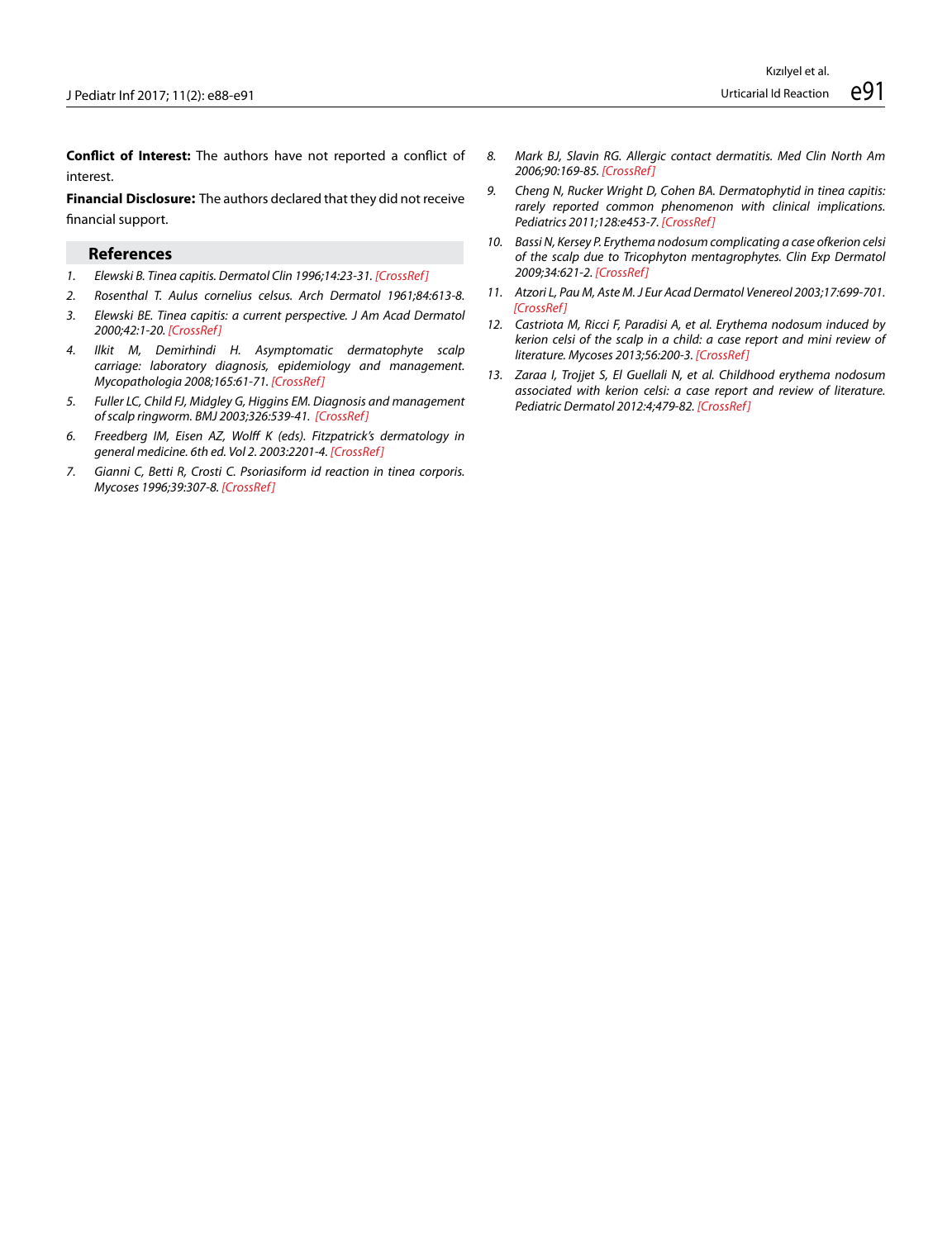**Conflict of Interest:** The authors have not reported a conflict of interest.

**Financial Disclosure:** The authors declared that they did not receive financial support.

## References

1. *Elewski B. Tinea capitis. Dermatol Clin 1996;14:23-31.* [CrossRef]
2. *Rosenthal T. Aulus cornelius celsus. Arch Dermatol 1961;84:613-8.*
3. *Elewski BE. Tinea capitis: a current perspective. J Am Acad Dermatol 2000;42:1-20.* [CrossRef]
4. *Ilkit M, Demirhindi H. Asymptomatic dermatophyte scalp carriage: laboratory diagnosis, epidemiology and management. Mycopathologia 2008;165:61-71.* [CrossRef]
5. *Fuller LC, Child FJ, Midgley G, Higgins EM. Diagnosis and management of scalp ringworm. BMJ 2003;326:539-41.* [CrossRef]
6. *Freedberg IM, Eisen AZ, Wolff K (eds). Fitzpatrick's dermatology in general medicine. 6th ed. Vol 2. 2003:2201-4.* [CrossRef]
7. *Gianni C, Betti R, Crosti C. Psoriasiform id reaction in tinea corporis. Mycoses 1996;39:307-8.* [CrossRef]
8. *Mark BJ, Slavin RG. Allergic contact dermatitis. Med Clin North Am 2006;90:169-85.* [CrossRef]
9. *Cheng N, Rucker Wright D, Cohen BA. Dermatophytid in tinea capitis: rarely reported common phenomenon with clinical implications. Pediatrics 2011;128:e453-7.* [CrossRef]
10. *Bassi N, Kersey P. Erythema nodosum complicating a case ofkerion celsi of the scalp due to Tricophyton mentagrophytes. Clin Exp Dermatol 2009;34:621-2.* [CrossRef]
11. *Atzori L, Pau M, Aste M. J Eur Acad Dermatol Venereol 2003;17:699-701.* [CrossRef]
12. *Castriota M, Ricci F, Paradisi A, et al. Erythema nodosum induced by kerion celsi of the scalp in a child: a case report and mini review of literature. Mycoses 2013;56:200-3.* [CrossRef]
13. *Zaraa I, Trojjet S, El Guellali N, et al. Childhood erythema nodosum associated with kerion celsi: a case report and review of literature. Pediatric Dermatol 2012:4;479-82.* [CrossRef]